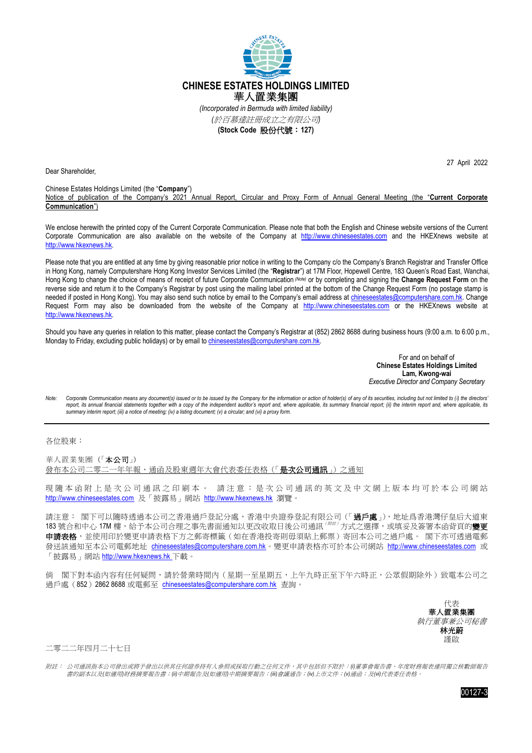# CHINESE ESTATES HOLDINGS LIMITED
# 華人置業集團

*(Incorporated in Bermuda with limited liability)*
*(於百慕達註冊成立之有限公司)*
**(Stock Code 股份代號：127)**

27 April 2022

Dear Shareholder,

Chinese Estates Holdings Limited (the "**Company**")
Notice of publication of the Company's 2021 Annual Report, Circular and Proxy Form of Annual General Meeting (the "**Current Corporate Communication**")

We enclose herewith the printed copy of the Current Corporate Communication. Please note that both the English and Chinese website versions of the Current Corporate Communication are also available on the website of the Company at http://www.chineseestates.com and the HKEXnews website at http://www.hkexnews.hk.

Please note that you are entitled at any time by giving reasonable prior notice in writing to the Company c/o the Company's Branch Registrar and Transfer Office in Hong Kong, namely Computershare Hong Kong Investor Services Limited (the "**Registrar**") at 17M Floor, Hopewell Centre, 183 Queen's Road East, Wanchai, Hong Kong to change the choice of means of receipt of future Corporate Communication [(Note)] or by completing and signing the **Change Request Form** on the reverse side and return it to the Company's Registrar by post using the mailing label printed at the bottom of the Change Request Form (no postage stamp is needed if posted in Hong Kong). You may also send such notice by email to the Company's email address at chineseestates@computershare.com.hk. Change Request Form may also be downloaded from the website of the Company at http://www.chineseestates.com or the HKEXnews website at http://www.hkexnews.hk.

Should you have any queries in relation to this matter, please contact the Company's Registrar at (852) 2862 8688 during business hours (9:00 a.m. to 6:00 p.m., Monday to Friday, excluding public holidays) or by email to chineseestates@computershare.com.hk.

For and on behalf of
**Chinese Estates Holdings Limited**
**Lam, Kwong-wai**
*Executive Director and Company Secretary*

*Note: Corporate Communication means any document(s) issued or to be issued by the Company for the information or action of holder(s) of any of its securities, including but not limited to (i) the directors' report, its annual financial statements together with a copy of the independent auditor's report and, where applicable, its summary financial report; (ii) the interim report and, where applicable, its summary interim report; (iii) a notice of meeting; (iv) a listing document; (v) a circular; and (vi) a proxy form.*

---

各位股東：

華人置業集團（「**本公司**」）
發布本公司二零二一年年報、通函及股東週年大會代表委任表格（「**是次公司通訊**」）之通知

現隨本函附上是次公司通訊之印刷本。 請注意：是次公司通訊的英文及中文網上版本均可於本公司網站 http://www.chineseestates.com 及「披露易」網站 http://www.hkexnews.hk 瀏覽。

請注意： 閣下可以隨時透過本公司之香港過戶登記分處，香港中央證券登記有限公司（「**過戶處**」），地址爲香港灣仔皇后大道東183號合和中心17M樓，給予本公司合理之事先書面通知以更改收取日後公司通訊[(附註)]方式之選擇，或填妥及簽署本函背頁的**變更申請表格**，並使用印於變更申請表格下方之郵寄標籤（如在香港投寄則毋須貼上郵票）寄回本公司之過戶處。 閣下亦可透過電郵發送該通知至本公司電郵地址 chineseestates@computershare.com.hk。變更申請表格亦可於本公司網站 http://www.chineseestates.com 或「披露易」網站 http://www.hkexnews.hk 下載。

倘 閣下對本函內容有任何疑問，請於營業時間內（星期一至星期五，上午九時正至下午六時正，公眾假期除外）致電本公司之過戶處（852）2862 8688 或電郵至 chineseestates@computershare.com.hk 查詢。

代表
**華人置業集團**
*執行董事兼公司秘書*
**林光蔚**
謹啟

二零二二年四月二十七日

*附註： 公司通訊指本公司發出或將予發出以供其任何證券持有人參照或採取行動之任何文件，其中包括但不限於：(i)董事會報告書、年度財務報表連同獨立核數師報告書的副本以及(如適用)財務摘要報告書；(ii)中期報告及(如適用)中期摘要報告；(iii)會議通告；(iv)上市文件；(v)通函；及(vi)代表委任表格。*

00127-3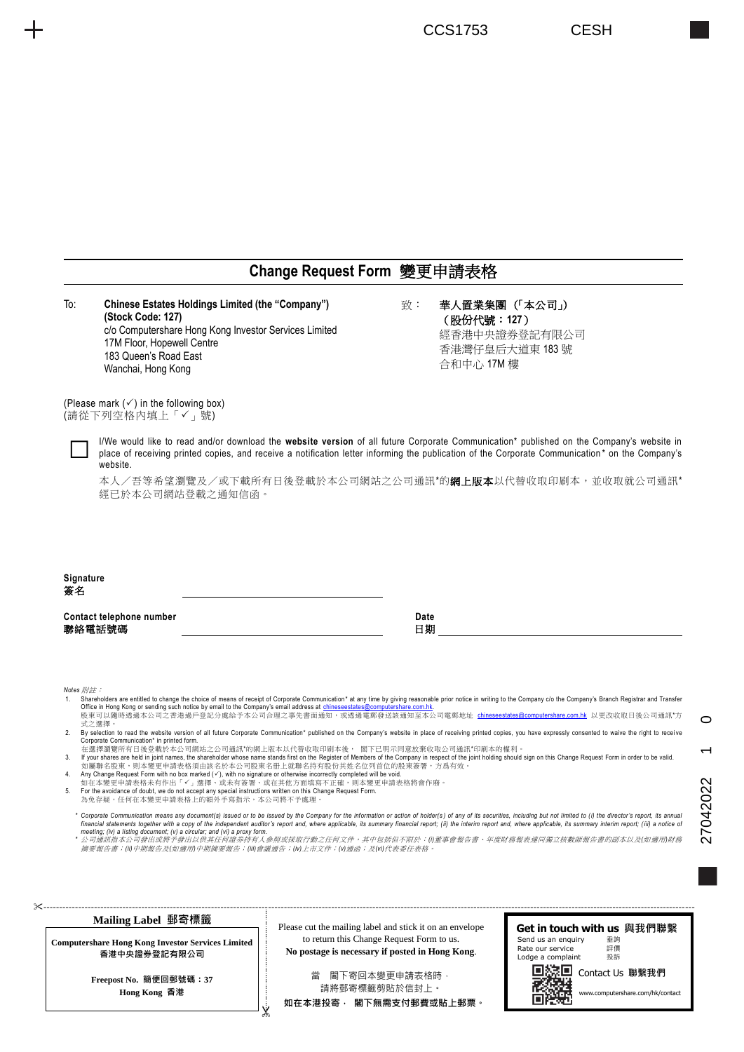CCS1753 CESH

# Change Request Form 變更申請表格

To: **Chinese Estates Holdings Limited (the "Company")**
**(Stock Code: 127)**
c/o Computershare Hong Kong Investor Services Limited
17M Floor, Hopewell Centre
183 Queen's Road East
Wanchai, Hong Kong

致： **華人置業集團（「本公司」）**
**（股份代號：127）**
經香港中央證券登記有限公司
香港灣仔皇后大道東 183 號
合和中心 17M 樓

(Please mark (✓) in the following box)
(請從下列空格內填上「✓」號)

☐ I/We would like to read and/or download the **website version** of all future Corporate Communication* published on the Company's website in place of receiving printed copies, and receive a notification letter informing the publication of the Corporate Communication* on the Company's website.

本人／吾等希望瀏覽及／或下載所有日後登載於本公司網站之公司通訊*的**網上版本**以代替收取印刷本，並收取就公司通訊*經已於本公司網站登載之通知信函。

**Signature**
**簽名** ______________________

**Contact telephone number**
**聯絡電話號碼** ______________________

**Date**
**日期** ______________________

*Notes 附註：*

1. Shareholders are entitled to change the choice of means of receipt of Corporate Communication* at any time by giving reasonable prior notice in writing to the Company c/o the Company's Branch Registrar and Transfer Office in Hong Kong or sending such notice by email to the Company's email address at chineseestates@computershare.com.hk.
   股東可以隨時透過本公司之香港過戶登記分處給予本公司合理之事先書面通知，或透過電郵發送該通知至本公司電郵地址 chineseestates@computershare.com.hk 以更改收取日後公司通訊*方式之選擇。
2. By selection to read the website version of all future Corporate Communication* published on the Company's website in place of receiving printed copies, you have expressly consented to waive the right to receive Corporate Communication* in printed form.
   在選擇瀏覽所有日後登載於本公司網站之公司通訊*的網上版本以代替收取印刷本後， 閣下已明示同意放棄收取公司通訊*印刷本的權利。
3. If your shares are held in joint names, the shareholder whose name stands first on the Register of Members of the Company in respect of the joint holding should sign on this Change Request Form in order to be valid.
   如屬聯名股東，則本變更申請表格須由該名於本公司股東名冊上就聯名持有股份其姓名位列首位的股東簽署，方為有效。
4. Any Change Request Form with no box marked (✓), with no signature or otherwise incorrectly completed will be void.
   如在本變更申請表格未有作出「✓」選擇、或未有簽署、或在其他方面填寫不正確，則本變更申請表格將會作廢。
5. For the avoidance of doubt, we do not accept any special instructions written on this Change Request Form.
   為免存疑，任何在本變更申請表格上的額外手寫指示，本公司將不予處理。

\* *Corporate Communication means any document(s) issued or to be issued by the Company for the information or action of holder(s) of any of its securities, including but not limited to (i) the director's report, its annual financial statements together with a copy of the independent auditor's report and, where applicable, its summary financial report; (ii) the interim report and, where applicable, its summary interim report; (iii) a notice of meeting; (iv) a listing document; (v) a circular; and (vi) a proxy form.*
\* *公司通訊指本公司發出或將予發出以供其任何證券持有人參照或採取行動之任何文件，其中包括但不限於：(i)董事會報告書、年度財務報表連同獨立核數師報告書的副本以及(如適用)財務摘要報告書；(ii)中期報告及(如適用)中期摘要報告；(iii)會議通告；(iv)上市文件；(v)通函；及(vi)代表委任表格。*

27042022 1 0

---

**Mailing Label 郵寄標籤**

**Computershare Hong Kong Investor Services Limited**
**香港中央證券登記有限公司**

**Freepost No. 簡便回郵號碼：37**
**Hong Kong 香港**

Please cut the mailing label and stick it on an envelope to return this Change Request Form to us.
**No postage is necessary if posted in Hong Kong**.

當 閣下寄回本變更申請表格時，請將郵寄標籤剪貼於信封上。
**如在本港投寄， 閣下無需支付郵費或貼上郵票。**

**Get in touch with us 與我們聯繫**
Send us an enquiry 垂詢
Rate our service 評價
Lodge a complaint 投訴
Contact Us 聯繫我們
www.computershare.com/hk/contact